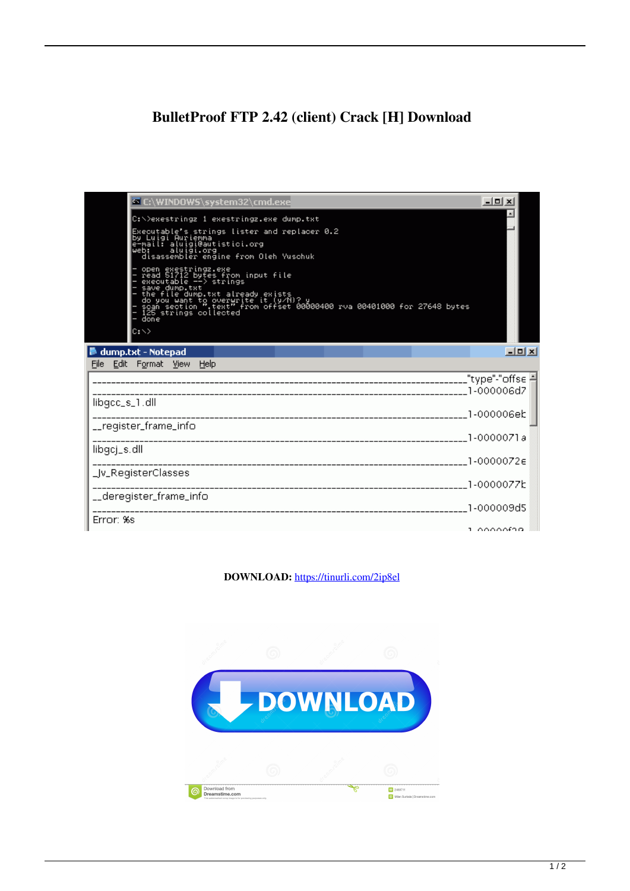# BulletProof FTP 2.42 (client) Crack [H] Download

```
C:\>exestringz 1 exestringz.exe dump.txt

Executable's strings lister and replacer 0.2
by Luigi Auriemma
e-mail: aluigi@autistici.org
web:    aluigi.org
  disassembler engine from Oleh Yuschuk

- open exestringz.exe
- read 51712 bytes from input file
- executable --> strings
- save dump.txt
- the file dump.txt already exists
  do you want to overwrite it (y/N)? y
- scan section ".text" from offset 00000400 rva 00401000 for 27648 bytes
- 125 strings collected
- done

C:\>
```

```
dump.txt - Notepad
File Edit Format View Help
__________________________________________________"type"-"offse
__________________________________________________1-000006d7
libgcc_s_1.dll
__________________________________________________1-000006eb
__register_frame_info
__________________________________________________1-0000071a
libgcj_s.dll
__________________________________________________1-0000072e
_Jv_RegisterClasses
__________________________________________________1-0000077b
__deregister_frame_info
__________________________________________________1-000009d5
Error: %s
```

**DOWNLOAD:** https://tinurli.com/2ip8el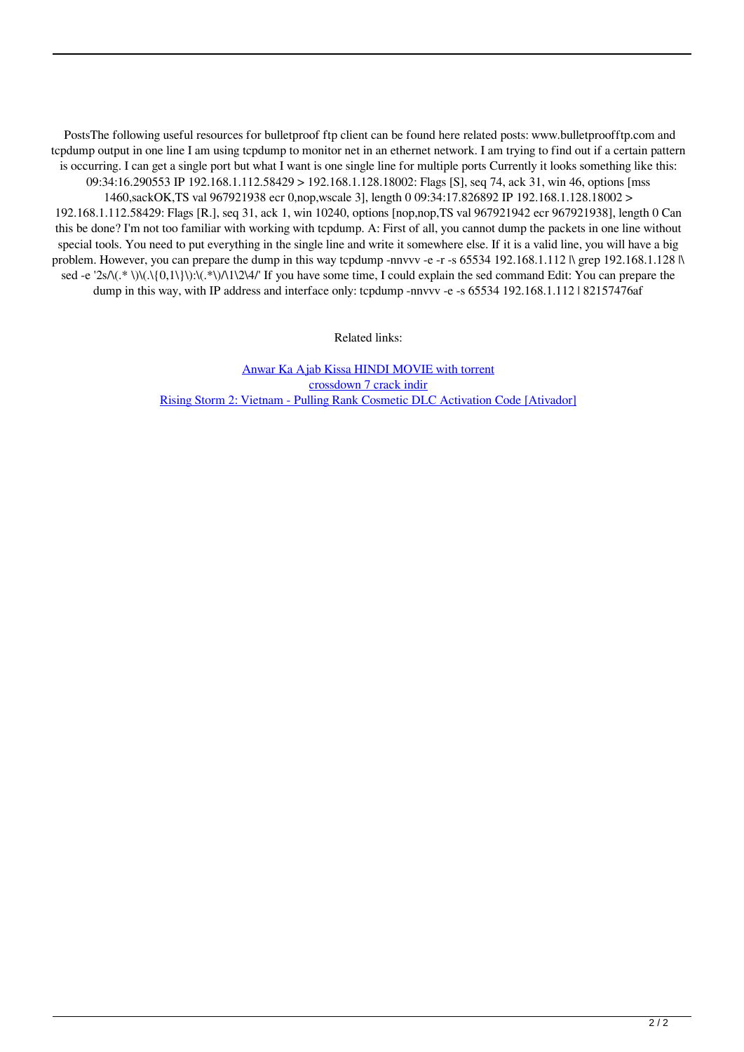PostsThe following useful resources for bulletproof ftp client can be found here related posts: www.bulletproofftp.com and tcpdump output in one line I am using tcpdump to monitor net in an ethernet network. I am trying to find out if a certain pattern is occurring. I can get a single port but what I want is one single line for multiple ports Currently it looks something like this: 09:34:16.290553 IP 192.168.1.112.58429 > 192.168.1.128.18002: Flags [S], seq 74, ack 31, win 46, options [mss 1460,sackOK,TS val 967921938 ecr 0,nop,wscale 3], length 0 09:34:17.826892 IP 192.168.1.128.18002 > 192.168.1.112.58429: Flags [R.], seq 31, ack 1, win 10240, options [nop,nop,TS val 967921942 ecr 967921938], length 0 Can this be done? I'm not too familiar with working with tcpdump. A: First of all, you cannot dump the packets in one line without special tools. You need to put everything in the single line and write it somewhere else. If it is a valid line, you will have a big problem. However, you can prepare the dump in this way tcpdump -nnvvv -e -r -s 65534 192.168.1.112 |\ grep 192.168.1.128 |\ sed -e '2s/\(.* \)\(.\{0,1\}\):\(.*\)/\1\2\4/' If you have some time, I could explain the sed command Edit: You can prepare the dump in this way, with IP address and interface only: tcpdump -nnvvv -e -s 65534 192.168.1.112 | 82157476af

Related links:

[Anwar Ka Ajab Kissa HINDI MOVIE with torrent]()
[crossdown 7 crack indir]()
[Rising Storm 2: Vietnam - Pulling Rank Cosmetic DLC Activation Code [Ativador]]()